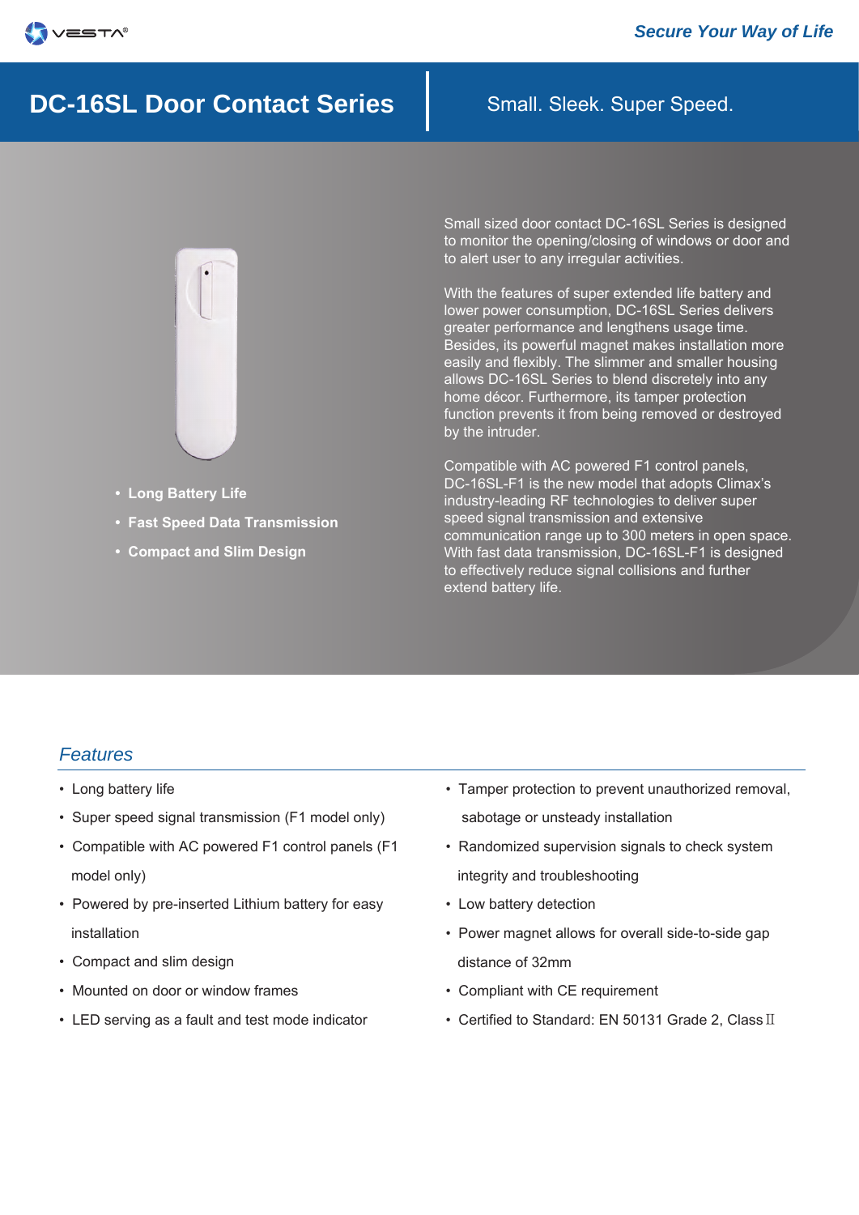VESTA®

*Secure Your Way of Life*

# DC-16SL Door Contact Series

Small. Sleek. Super Speed.

- **Long Battery Life**
- **Fast Speed Data Transmission**
- **Compact and Slim Design**

Small sized door contact DC-16SL Series is designed to monitor the opening/closing of windows or door and to alert user to any irregular activities.

With the features of super extended life battery and lower power consumption, DC-16SL Series delivers greater performance and lengthens usage time. Besides, its powerful magnet makes installation more easily and flexibly. The slimmer and smaller housing allows DC-16SL Series to blend discretely into any home décor. Furthermore, its tamper protection function prevents it from being removed or destroyed by the intruder.

Compatible with AC powered F1 control panels, DC-16SL-F1 is the new model that adopts Climax's industry-leading RF technologies to deliver super speed signal transmission and extensive communication range up to 300 meters in open space. With fast data transmission, DC-16SL-F1 is designed to effectively reduce signal collisions and further extend battery life.

## *Features*

- Long battery life
- Super speed signal transmission (F1 model only)
- Compatible with AC powered F1 control panels (F1 model only)
- Powered by pre-inserted Lithium battery for easy installation
- Compact and slim design
- Mounted on door or window frames
- LED serving as a fault and test mode indicator
- Tamper protection to prevent unauthorized removal, sabotage or unsteady installation
- Randomized supervision signals to check system integrity and troubleshooting
- Low battery detection
- Power magnet allows for overall side-to-side gap distance of 32mm
- Compliant with CE requirement
- Certified to Standard: EN 50131 Grade 2, Class II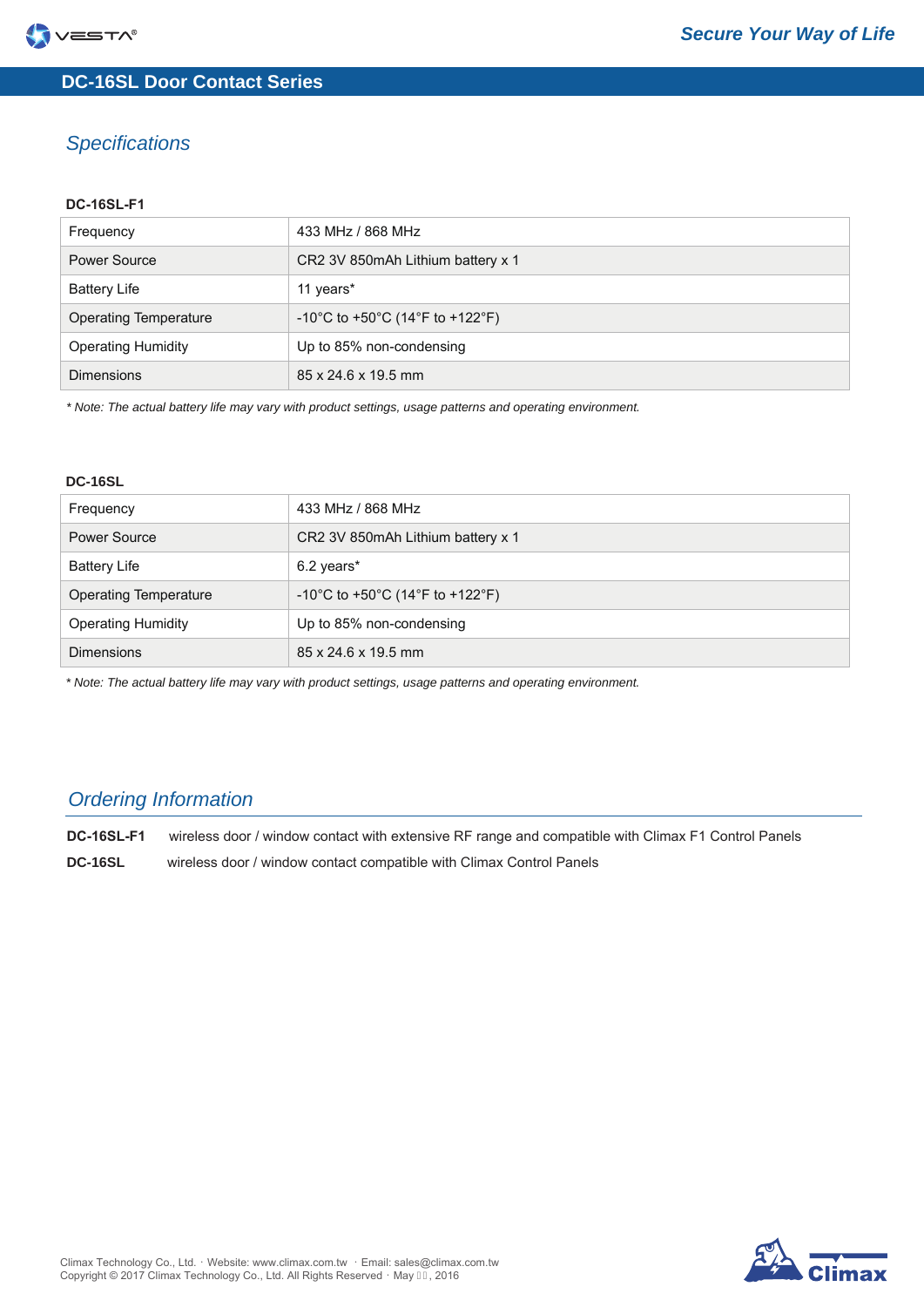## DC-16SL Door Contact Series

### Specifications

**DC-16SL-F1**

| | |
|---|---|
| Frequency | 433 MHz / 868 MHz |
| Power Source | CR2 3V 850mAh Lithium battery x 1 |
| Battery Life | 11 years* |
| Operating Temperature | -10°C to +50°C (14°F to +122°F) |
| Operating Humidity | Up to 85% non-condensing |
| Dimensions | 85 x 24.6 x 19.5 mm |

*\* Note: The actual battery life may vary with product settings, usage patterns and operating environment.*

**DC-16SL**

| | |
|---|---|
| Frequency | 433 MHz / 868 MHz |
| Power Source | CR2 3V 850mAh Lithium battery x 1 |
| Battery Life | 6.2 years* |
| Operating Temperature | -10°C to +50°C (14°F to +122°F) |
| Operating Humidity | Up to 85% non-condensing |
| Dimensions | 85 x 24.6 x 19.5 mm |

*\* Note: The actual battery life may vary with product settings, usage patterns and operating environment.*

### Ordering Information

**DC-16SL-F1** wireless door / window contact with extensive RF range and compatible with Climax F1 Control Panels

**DC-16SL** wireless door / window contact compatible with Climax Control Panels

Climax Technology Co., Ltd. · Website: www.climax.com.tw · Email: sales@climax.com.tw
Copyright © 2017 Climax Technology Co., Ltd. All Rights Reserved · May ▯▯, 2016